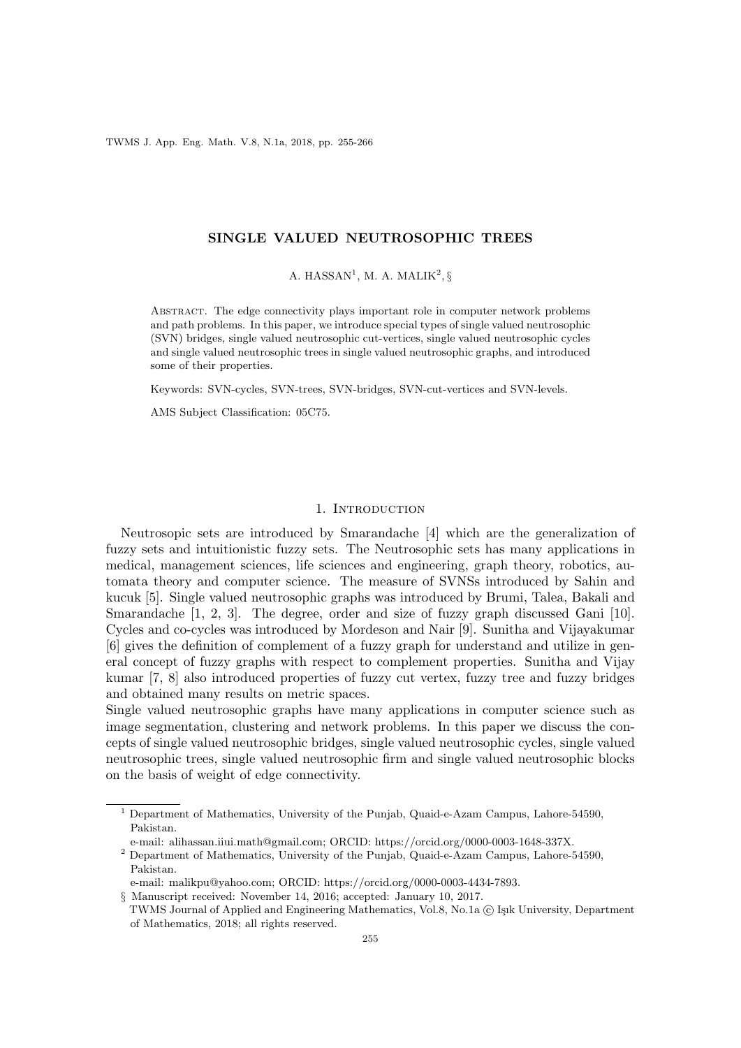# SINGLE VALUED NEUTROSOPHIC TREES

A. HASSAN[1], M. A. MALIK[2], §

Abstract. The edge connectivity plays important role in computer network problems and path problems. In this paper, we introduce special types of single valued neutrosophic (SVN) bridges, single valued neutrosophic cut-vertices, single valued neutrosophic cycles and single valued neutrosophic trees in single valued neutrosophic graphs, and introduced some of their properties.

Keywords: SVN-cycles, SVN-trees, SVN-bridges, SVN-cut-vertices and SVN-levels.

AMS Subject Classification: 05C75.

## 1. Introduction

Neutrosopic sets are introduced by Smarandache [4] which are the generalization of fuzzy sets and intuitionistic fuzzy sets. The Neutrosophic sets has many applications in medical, management sciences, life sciences and engineering, graph theory, robotics, automata theory and computer science. The measure of SVNSs introduced by Sahin and kucuk [5]. Single valued neutrosophic graphs was introduced by Brumi, Talea, Bakali and Smarandache [1, 2, 3]. The degree, order and size of fuzzy graph discussed Gani [10]. Cycles and co-cycles was introduced by Mordeson and Nair [9]. Sunitha and Vijayakumar [6] gives the definition of complement of a fuzzy graph for understand and utilize in general concept of fuzzy graphs with respect to complement properties. Sunitha and Vijay kumar [7, 8] also introduced properties of fuzzy cut vertex, fuzzy tree and fuzzy bridges and obtained many results on metric spaces.

Single valued neutrosophic graphs have many applications in computer science such as image segmentation, clustering and network problems. In this paper we discuss the concepts of single valued neutrosophic bridges, single valued neutrosophic cycles, single valued neutrosophic trees, single valued neutrosophic firm and single valued neutrosophic blocks on the basis of weight of edge connectivity.

---

[1] Department of Mathematics, University of the Punjab, Quaid-e-Azam Campus, Lahore-54590, Pakistan.
e-mail: alihassan.iiui.math@gmail.com; ORCID: https://orcid.org/0000-0003-1648-337X.

[2] Department of Mathematics, University of the Punjab, Quaid-e-Azam Campus, Lahore-54590, Pakistan.
e-mail: malikpu@yahoo.com; ORCID: https://orcid.org/0000-0003-4434-7893.

§ Manuscript received: November 14, 2016; accepted: January 10, 2017.
TWMS Journal of Applied and Engineering Mathematics, Vol.8, No.1a © Işık University, Department of Mathematics, 2018; all rights reserved.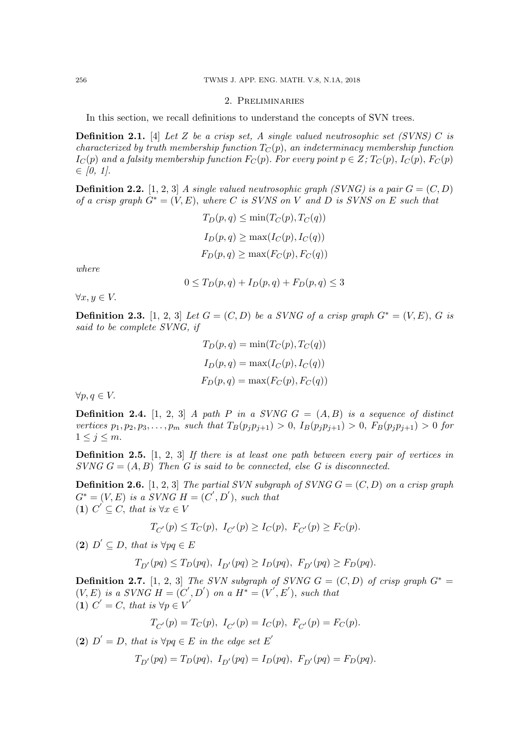## 2. Preliminaries

In this section, we recall definitions to understand the concepts of SVN trees.

**Definition 2.1.** [4] *Let $Z$ be a crisp set, A single valued neutrosophic set (SVNS) $C$ is characterized by truth membership function $T_C(p)$, an indeterminacy membership function $I_C(p)$ and a falsity membership function $F_C(p)$. For every point $p \in Z$; $T_C(p)$, $I_C(p)$, $F_C(p)$ $\in$ [0, 1].*

**Definition 2.2.** [1, 2, 3] *A single valued neutrosophic graph (SVNG) is a pair $G = (C, D)$ of a crisp graph $G^* = (V, E)$, where $C$ is SVNS on $V$ and $D$ is SVNS on $E$ such that*

$$T_D(p, q) \leq \min(T_C(p), T_C(q))$$

$$I_D(p, q) \geq \max(I_C(p), I_C(q))$$

$$F_D(p, q) \geq \max(F_C(p), F_C(q))$$

*where*

$$0 \leq T_D(p, q) + I_D(p, q) + F_D(p, q) \leq 3$$

$\forall x, y \in V$.

**Definition 2.3.** [1, 2, 3] *Let $G = (C, D)$ be a SVNG of a crisp graph $G^* = (V, E)$, $G$ is said to be complete SVNG, if*

$$T_D(p, q) = \min(T_C(p), T_C(q))$$

$$I_D(p, q) = \max(I_C(p), I_C(q))$$

$$F_D(p, q) = \max(F_C(p), F_C(q))$$

$\forall p, q \in V$.

**Definition 2.4.** [1, 2, 3] *A path $P$ in a SVNG $G = (A, B)$ is a sequence of distinct vertices $p_1, p_2, p_3, \ldots, p_m$ such that $T_B(p_j p_{j+1}) > 0$, $I_B(p_j p_{j+1}) > 0$, $F_B(p_j p_{j+1}) > 0$ for $1 \leq j \leq m$.*

**Definition 2.5.** [1, 2, 3] *If there is at least one path between every pair of vertices in SVNG $G = (A, B)$ Then $G$ is said to be connected, else $G$ is disconnected.*

**Definition 2.6.** [1, 2, 3] *The partial SVN subgraph of SVNG $G = (C, D)$ on a crisp graph $G^* = (V, E)$ is a SVNG $H = (C', D')$, such that*
**(1)** *$C' \subseteq C$, that is $\forall x \in V$*

$$T_{C'}(p) \leq T_C(p),\ I_{C'}(p) \geq I_C(p),\ F_{C'}(p) \geq F_C(p).$$

**(2)** *$D' \subseteq D$, that is $\forall pq \in E$*

$$T_{D'}(pq) \leq T_D(pq),\ I_{D'}(pq) \geq I_D(pq),\ F_{D'}(pq) \geq F_D(pq).$$

**Definition 2.7.** [1, 2, 3] *The SVN subgraph of SVNG $G = (C, D)$ of crisp graph $G^* = (V, E)$ is a SVNG $H = (C', D')$ on a $H^* = (V', E')$, such that*
**(1)** *$C' = C$, that is $\forall p \in V'$*

$$T_{C'}(p) = T_C(p),\ I_{C'}(p) = I_C(p),\ F_{C'}(p) = F_C(p).$$

**(2)** *$D' = D$, that is $\forall pq \in E$ in the edge set $E'$*

$$T_{D'}(pq) = T_D(pq),\ I_{D'}(pq) = I_D(pq),\ F_{D'}(pq) = F_D(pq).$$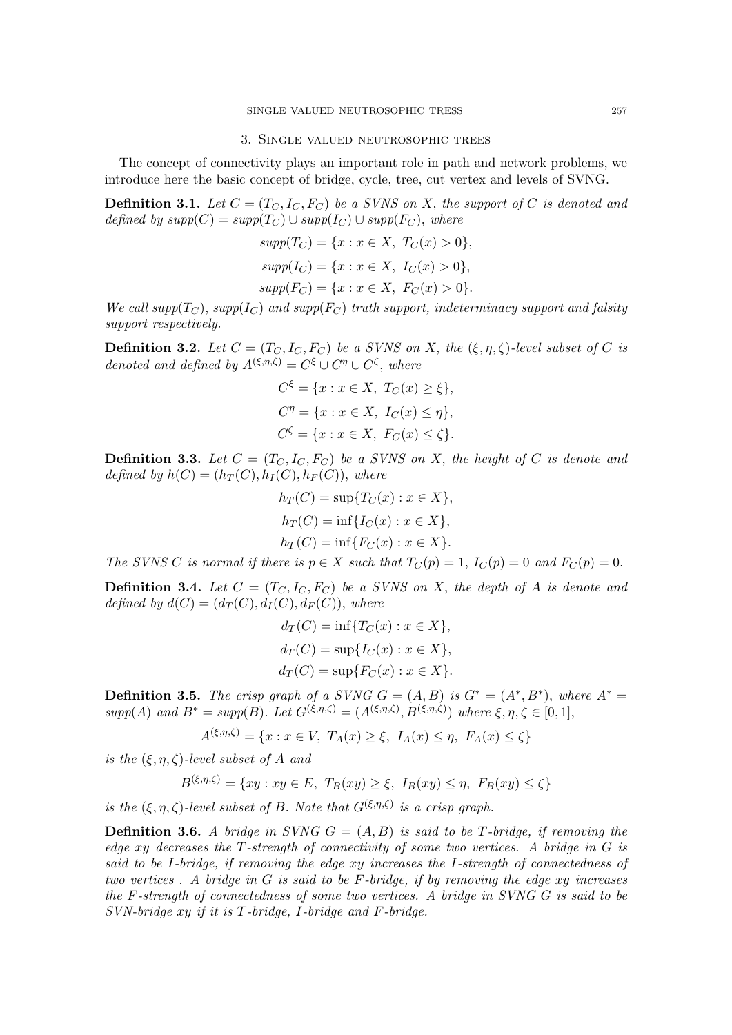## 3. Single valued neutrosophic trees

The concept of connectivity plays an important role in path and network problems, we introduce here the basic concept of bridge, cycle, tree, cut vertex and levels of SVNG.

**Definition 3.1.** *Let $C = (T_C, I_C, F_C)$ be a SVNS on $X$, the support of $C$ is denoted and defined by $supp(C) = supp(T_C) \cup supp(I_C) \cup supp(F_C)$, where*

$$supp(T_C) = \{x : x \in X,\ T_C(x) > 0\},$$

$$supp(I_C) = \{x : x \in X,\ I_C(x) > 0\},$$

$$supp(F_C) = \{x : x \in X,\ F_C(x) > 0\}.$$

*We call $supp(T_C)$, $supp(I_C)$ and $supp(F_C)$ truth support, indeterminacy support and falsity support respectively.*

**Definition 3.2.** *Let $C = (T_C, I_C, F_C)$ be a SVNS on $X$, the $(\xi, \eta, \zeta)$-level subset of $C$ is denoted and defined by $A^{(\xi,\eta,\zeta)} = C^{\xi} \cup C^{\eta} \cup C^{\zeta}$, where*

$$C^{\xi} = \{x : x \in X,\ T_C(x) \geq \xi\},$$

$$C^{\eta} = \{x : x \in X,\ I_C(x) \leq \eta\},$$

$$C^{\zeta} = \{x : x \in X,\ F_C(x) \leq \zeta\}.$$

**Definition 3.3.** *Let $C = (T_C, I_C, F_C)$ be a SVNS on $X$, the height of $C$ is denote and defined by $h(C) = (h_T(C), h_I(C), h_F(C))$, where*

$$h_T(C) = \sup\{T_C(x) : x \in X\},$$

$$h_T(C) = \inf\{I_C(x) : x \in X\},$$

$$h_T(C) = \inf\{F_C(x) : x \in X\}.$$

*The SVNS $C$ is normal if there is $p \in X$ such that $T_C(p) = 1$, $I_C(p) = 0$ and $F_C(p) = 0$.*

**Definition 3.4.** *Let $C = (T_C, I_C, F_C)$ be a SVNS on $X$, the depth of $A$ is denote and defined by $d(C) = (d_T(C), d_I(C), d_F(C))$, where*

$$d_T(C) = \inf\{T_C(x) : x \in X\},$$

$$d_T(C) = \sup\{I_C(x) : x \in X\},$$

$$d_T(C) = \sup\{F_C(x) : x \in X\}.$$

**Definition 3.5.** *The crisp graph of a SVNG $G = (A, B)$ is $G^* = (A^*, B^*)$, where $A^* = supp(A)$ and $B^* = supp(B)$. Let $G^{(\xi,\eta,\zeta)} = (A^{(\xi,\eta,\zeta)}, B^{(\xi,\eta,\zeta)})$ where $\xi, \eta, \zeta \in [0, 1]$,*

$$A^{(\xi,\eta,\zeta)} = \{x : x \in V,\ T_A(x) \geq \xi,\ I_A(x) \leq \eta,\ F_A(x) \leq \zeta\}$$

*is the $(\xi, \eta, \zeta)$-level subset of $A$ and*

$$B^{(\xi,\eta,\zeta)} = \{xy : xy \in E,\ T_B(xy) \geq \xi,\ I_B(xy) \leq \eta,\ F_B(xy) \leq \zeta\}$$

*is the $(\xi, \eta, \zeta)$-level subset of $B$. Note that $G^{(\xi,\eta,\zeta)}$ is a crisp graph.*

**Definition 3.6.** *A bridge in SVNG $G = (A, B)$ is said to be $T$-bridge, if removing the edge $xy$ decreases the $T$-strength of connectivity of some two vertices. A bridge in $G$ is said to be $I$-bridge, if removing the edge $xy$ increases the $I$-strength of connectedness of two vertices . A bridge in $G$ is said to be $F$-bridge, if by removing the edge $xy$ increases the $F$-strength of connectedness of some two vertices. A bridge in SVNG $G$ is said to be SVN-bridge $xy$ if it is $T$-bridge, $I$-bridge and $F$-bridge.*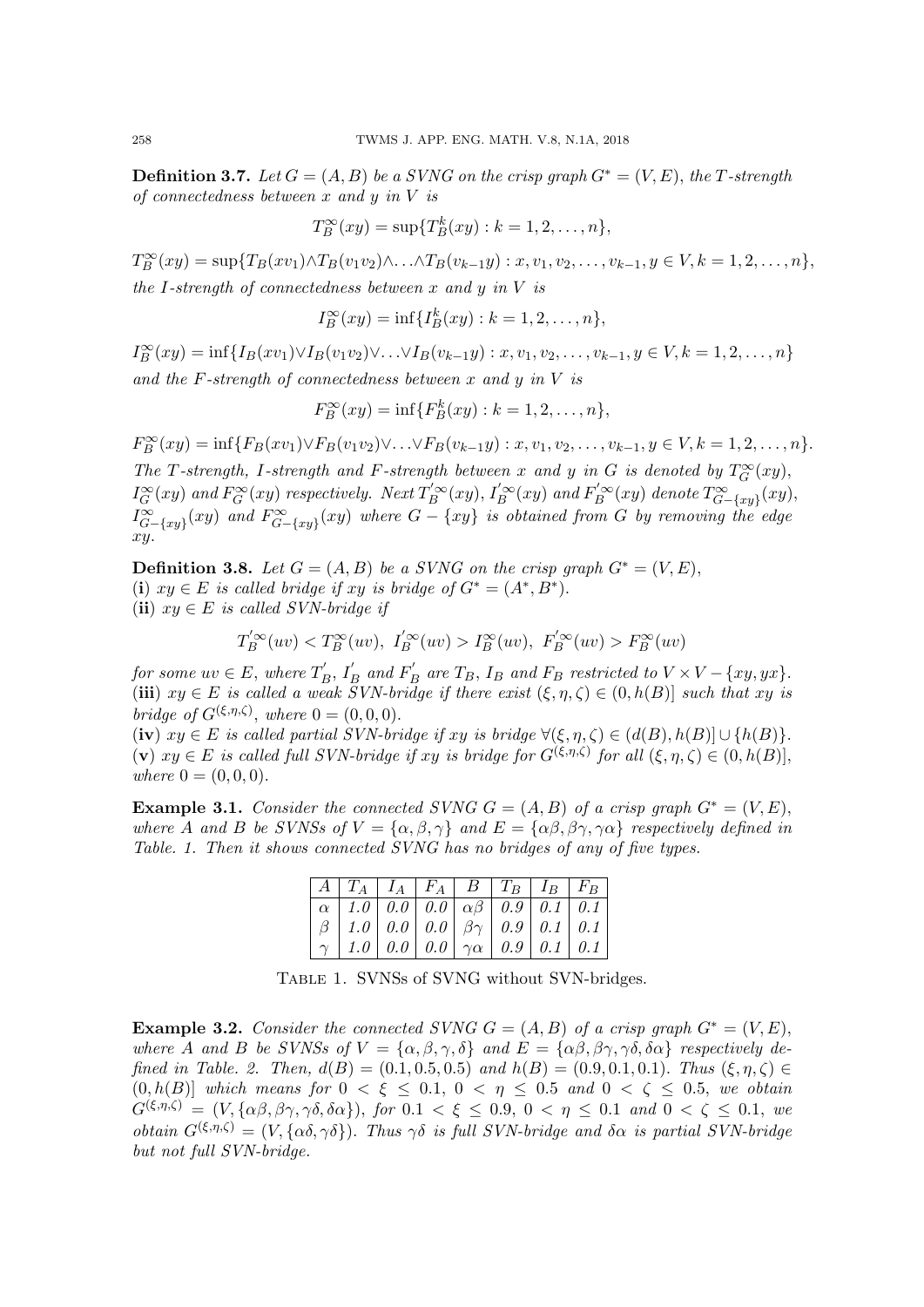**Definition 3.7.** *Let $G = (A, B)$ be a SVNG on the crisp graph $G^* = (V, E)$, the $T$-strength of connectedness between $x$ and $y$ in $V$ is*

$$T_B^{\infty}(xy) = \sup\{T_B^k(xy) : k = 1, 2, \ldots, n\},$$

$T_B^{\infty}(xy) = \sup\{T_B(xv_1) \wedge T_B(v_1v_2) \wedge \ldots \wedge T_B(v_{k-1}y) : x, v_1, v_2, \ldots, v_{k-1}, y \in V, k = 1, 2, \ldots, n\},$
*the $I$-strength of connectedness between $x$ and $y$ in $V$ is*

$$I_B^{\infty}(xy) = \inf\{I_B^k(xy) : k = 1, 2, \ldots, n\},$$

$I_B^{\infty}(xy) = \inf\{I_B(xv_1) \vee I_B(v_1v_2) \vee \ldots \vee I_B(v_{k-1}y) : x, v_1, v_2, \ldots, v_{k-1}, y \in V, k = 1, 2, \ldots, n\}$
*and the $F$-strength of connectedness between $x$ and $y$ in $V$ is*

$$F_B^{\infty}(xy) = \inf\{F_B^k(xy) : k = 1, 2, \ldots, n\},$$

$F_B^{\infty}(xy) = \inf\{F_B(xv_1) \vee F_B(v_1v_2) \vee \ldots \vee F_B(v_{k-1}y) : x, v_1, v_2, \ldots, v_{k-1}, y \in V, k = 1, 2, \ldots, n\}.$
*The $T$-strength, $I$-strength and $F$-strength between $x$ and $y$ in $G$ is denoted by $T_G^{\infty}(xy)$, $I_G^{\infty}(xy)$ and $F_G^{\infty}(xy)$ respectively. Next $T_B^{'\infty}(xy)$, $I_B^{'\infty}(xy)$ and $F_B^{'\infty}(xy)$ denote $T_{G-\{xy\}}^{\infty}(xy)$, $I_{G-\{xy\}}^{\infty}(xy)$ and $F_{G-\{xy\}}^{\infty}(xy)$ where $G - \{xy\}$ is obtained from $G$ by removing the edge $xy$.*

**Definition 3.8.** *Let $G = (A, B)$ be a SVNG on the crisp graph $G^* = (V, E)$,*
(**i**) *$xy \in E$ is called bridge if $xy$ is bridge of $G^* = (A^*, B^*)$.*
(**ii**) *$xy \in E$ is called SVN-bridge if*

$$T_B^{'\infty}(uv) < T_B^{\infty}(uv),\ I_B^{'\infty}(uv) > I_B^{\infty}(uv),\ F_B^{'\infty}(uv) > F_B^{\infty}(uv)$$

*for some $uv \in E$, where $T_B^{'}$, $I_B^{'}$ and $F_B^{'}$ are $T_B$, $I_B$ and $F_B$ restricted to $V \times V - \{xy, yx\}$.*
(**iii**) *$xy \in E$ is called a weak SVN-bridge if there exist $(\xi, \eta, \zeta) \in (0, h(B)]$ such that $xy$ is bridge of $G^{(\xi,\eta,\zeta)}$, where $0 = (0, 0, 0)$.*
(**iv**) *$xy \in E$ is called partial SVN-bridge if $xy$ is bridge $\forall (\xi, \eta, \zeta) \in (d(B), h(B)] \cup \{h(B)\}$.*
(**v**) *$xy \in E$ is called full SVN-bridge if $xy$ is bridge for $G^{(\xi,\eta,\zeta)}$ for all $(\xi, \eta, \zeta) \in (0, h(B)]$, where $0 = (0, 0, 0)$.*

**Example 3.1.** *Consider the connected SVNG $G = (A, B)$ of a crisp graph $G^* = (V, E)$, where $A$ and $B$ be SVNSs of $V = \{\alpha, \beta, \gamma\}$ and $E = \{\alpha\beta, \beta\gamma, \gamma\alpha\}$ respectively defined in Table. 1. Then it shows connected SVNG has no bridges of any of five types.*

| $A$ | $T_A$ | $I_A$ | $F_A$ | $B$ | $T_B$ | $I_B$ | $F_B$ |
|---|---|---|---|---|---|---|---|
| $\alpha$ | *1.0* | *0.0* | *0.0* | $\alpha\beta$ | *0.9* | *0.1* | *0.1* |
| $\beta$ | *1.0* | *0.0* | *0.0* | $\beta\gamma$ | *0.9* | *0.1* | *0.1* |
| $\gamma$ | *1.0* | *0.0* | *0.0* | $\gamma\alpha$ | *0.9* | *0.1* | *0.1* |

Table 1. SVNSs of SVNG without SVN-bridges.

**Example 3.2.** *Consider the connected SVNG $G = (A, B)$ of a crisp graph $G^* = (V, E)$, where $A$ and $B$ be SVNSs of $V = \{\alpha, \beta, \gamma, \delta\}$ and $E = \{\alpha\beta, \beta\gamma, \gamma\delta, \delta\alpha\}$ respectively defined in Table. 2. Then, $d(B) = (0.1, 0.5, 0.5)$ and $h(B) = (0.9, 0.1, 0.1)$. Thus $(\xi, \eta, \zeta) \in (0, h(B)]$ which means for $0 < \xi \leq 0.1$, $0 < \eta \leq 0.5$ and $0 < \zeta \leq 0.5$, we obtain $G^{(\xi,\eta,\zeta)} = (V, \{\alpha\beta, \beta\gamma, \gamma\delta, \delta\alpha\})$, for $0.1 < \xi \leq 0.9$, $0 < \eta \leq 0.1$ and $0 < \zeta \leq 0.1$, we obtain $G^{(\xi,\eta,\zeta)} = (V, \{\alpha\delta, \gamma\delta\})$. Thus $\gamma\delta$ is full SVN-bridge and $\delta\alpha$ is partial SVN-bridge but not full SVN-bridge.*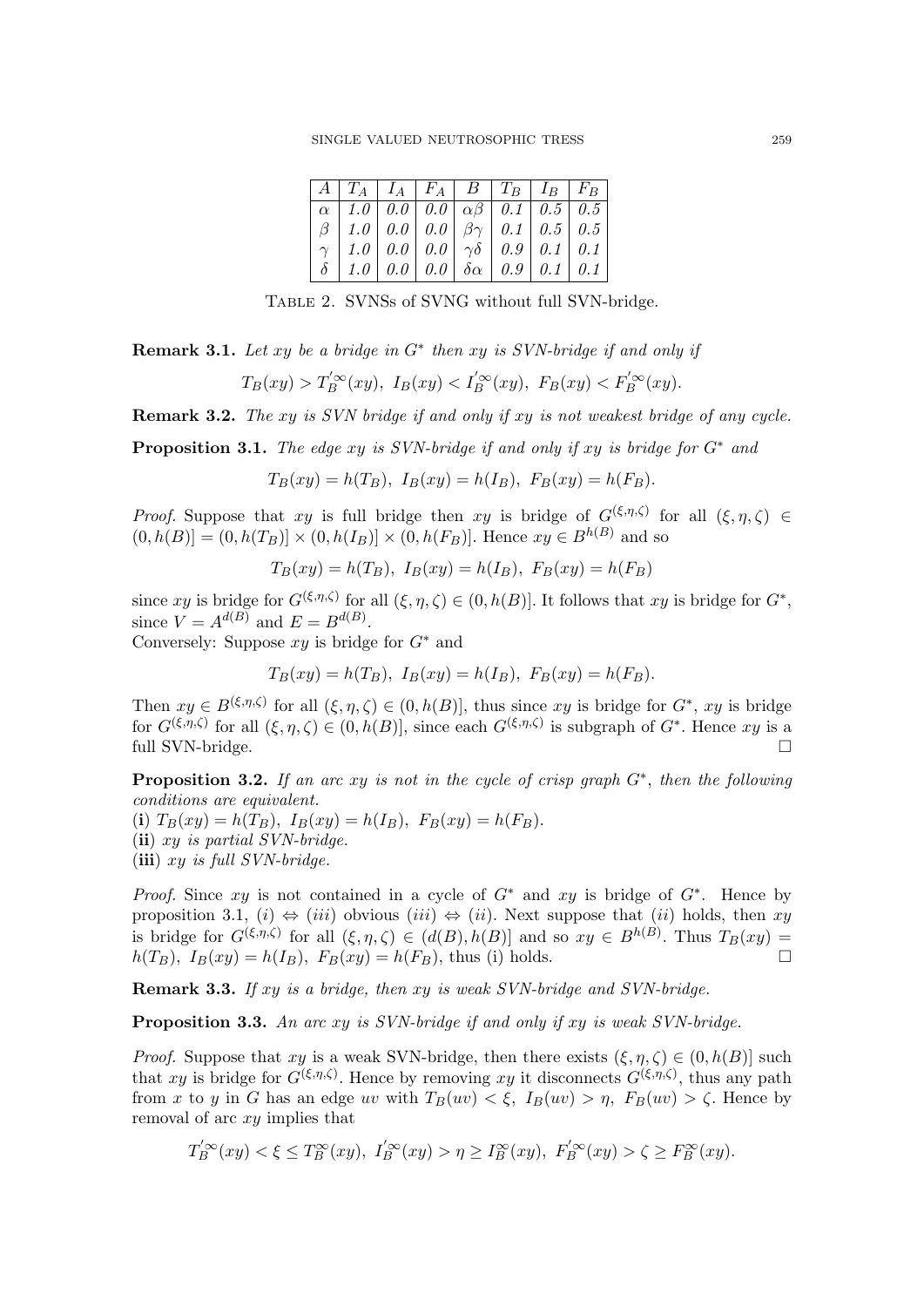| $A$ | $T_A$ | $I_A$ | $F_A$ | $B$ | $T_B$ | $I_B$ | $F_B$ |
|---|---|---|---|---|---|---|---|
| $\alpha$ | 1.0 | 0.0 | 0.0 | $\alpha\beta$ | 0.1 | 0.5 | 0.5 |
| $\beta$ | 1.0 | 0.0 | 0.0 | $\beta\gamma$ | 0.1 | 0.5 | 0.5 |
| $\gamma$ | 1.0 | 0.0 | 0.0 | $\gamma\delta$ | 0.9 | 0.1 | 0.1 |
| $\delta$ | 1.0 | 0.0 | 0.0 | $\delta\alpha$ | 0.9 | 0.1 | 0.1 |

Table 2. SVNSs of SVNG without full SVN-bridge.

**Remark 3.1.** *Let $xy$ be a bridge in $G^*$ then $xy$ is SVN-bridge if and only if*

$$T_B(xy) > T_B^{'\infty}(xy),\ I_B(xy) < I_B^{'\infty}(xy),\ F_B(xy) < F_B^{'\infty}(xy).$$

**Remark 3.2.** *The $xy$ is SVN bridge if and only if $xy$ is not weakest bridge of any cycle.*

**Proposition 3.1.** *The edge $xy$ is SVN-bridge if and only if $xy$ is bridge for $G^*$ and*

$$T_B(xy) = h(T_B),\ I_B(xy) = h(I_B),\ F_B(xy) = h(F_B).$$

*Proof.* Suppose that $xy$ is full bridge then $xy$ is bridge of $G^{(\xi,\eta,\zeta)}$ for all $(\xi, \eta, \zeta) \in (0, h(B)] = (0, h(T_B)] \times (0, h(I_B)] \times (0, h(F_B)]$. Hence $xy \in B^{h(B)}$ and so

$$T_B(xy) = h(T_B),\ I_B(xy) = h(I_B),\ F_B(xy) = h(F_B)$$

since $xy$ is bridge for $G^{(\xi,\eta,\zeta)}$ for all $(\xi, \eta, \zeta) \in (0, h(B)]$. It follows that $xy$ is bridge for $G^*$, since $V = A^{d(B)}$ and $E = B^{d(B)}$.

Conversely: Suppose $xy$ is bridge for $G^*$ and

$$T_B(xy) = h(T_B),\ I_B(xy) = h(I_B),\ F_B(xy) = h(F_B).$$

Then $xy \in B^{(\xi,\eta,\zeta)}$ for all $(\xi, \eta, \zeta) \in (0, h(B)]$, thus since $xy$ is bridge for $G^*$, $xy$ is bridge for $G^{(\xi,\eta,\zeta)}$ for all $(\xi, \eta, \zeta) \in (0, h(B)]$, since each $G^{(\xi,\eta,\zeta)}$ is subgraph of $G^*$. Hence $xy$ is a full SVN-bridge. □

**Proposition 3.2.** *If an arc $xy$ is not in the cycle of crisp graph $G^*$, then the following conditions are equivalent.*

(**i**) $T_B(xy) = h(T_B),\ I_B(xy) = h(I_B),\ F_B(xy) = h(F_B)$.

(**ii**) *$xy$ is partial SVN-bridge.*

(**iii**) *$xy$ is full SVN-bridge.*

*Proof.* Since $xy$ is not contained in a cycle of $G^*$ and $xy$ is bridge of $G^*$. Hence by proposition 3.1, $(i) \Leftrightarrow (iii)$ obvious $(iii) \Leftrightarrow (ii)$. Next suppose that $(ii)$ holds, then $xy$ is bridge for $G^{(\xi,\eta,\zeta)}$ for all $(\xi, \eta, \zeta) \in (d(B), h(B)]$ and so $xy \in B^{h(B)}$. Thus $T_B(xy) = h(T_B),\ I_B(xy) = h(I_B),\ F_B(xy) = h(F_B)$, thus (i) holds. □

**Remark 3.3.** *If $xy$ is a bridge, then $xy$ is weak SVN-bridge and SVN-bridge.*

**Proposition 3.3.** *An arc $xy$ is SVN-bridge if and only if $xy$ is weak SVN-bridge.*

*Proof.* Suppose that $xy$ is a weak SVN-bridge, then there exists $(\xi, \eta, \zeta) \in (0, h(B)]$ such that $xy$ is bridge for $G^{(\xi,\eta,\zeta)}$. Hence by removing $xy$ it disconnects $G^{(\xi,\eta,\zeta)}$, thus any path from $x$ to $y$ in $G$ has an edge $uv$ with $T_B(uv) < \xi,\ I_B(uv) > \eta,\ F_B(uv) > \zeta$. Hence by removal of arc $xy$ implies that

$$T_B^{'\infty}(xy) < \xi \leq T_B^{\infty}(xy),\ I_B^{'\infty}(xy) > \eta \geq I_B^{\infty}(xy),\ F_B^{'\infty}(xy) > \zeta \geq F_B^{\infty}(xy).$$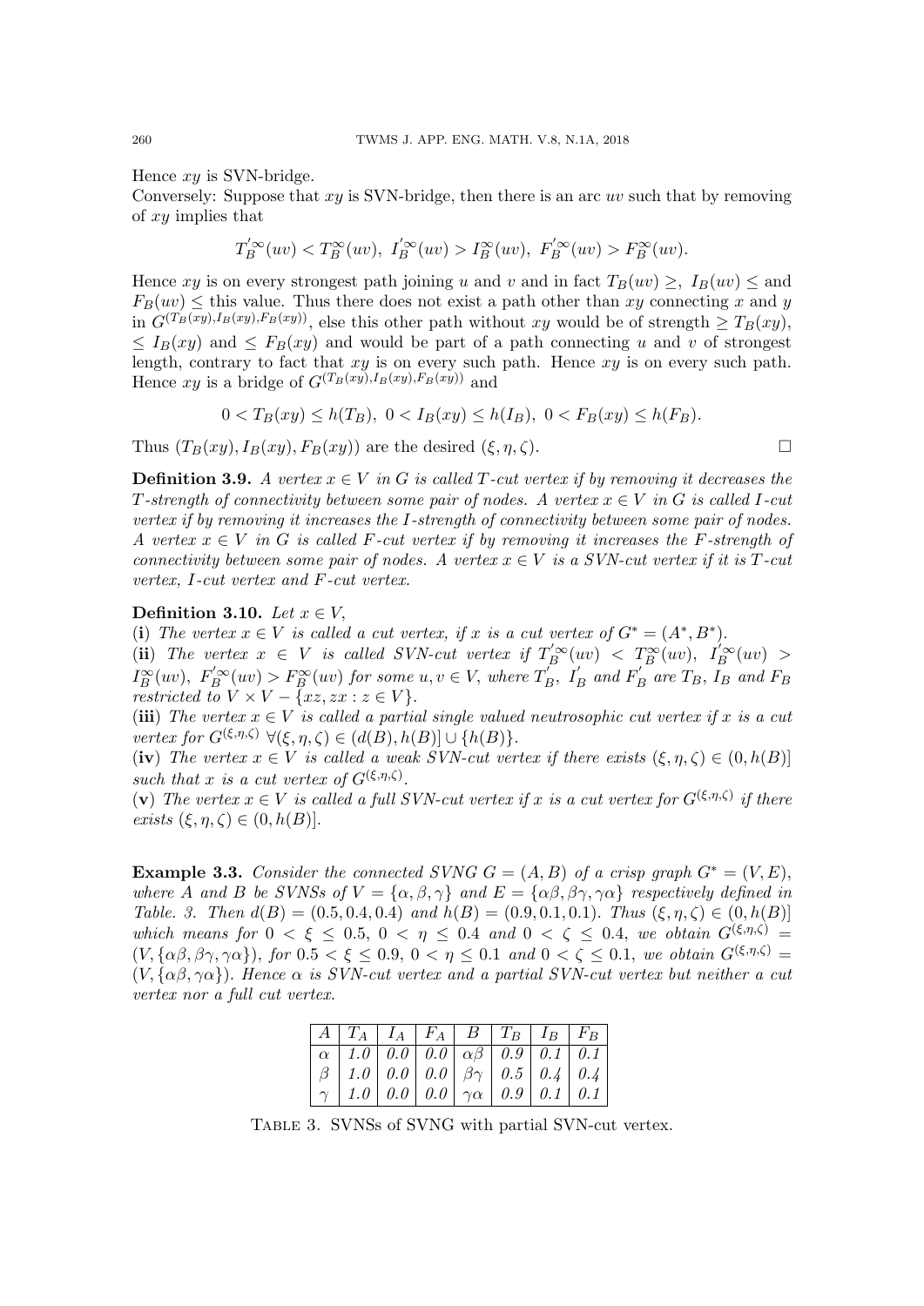Hence $xy$ is SVN-bridge.

Conversely: Suppose that $xy$ is SVN-bridge, then there is an arc $uv$ such that by removing of $xy$ implies that

$$T_B^{'\infty}(uv) < T_B^{\infty}(uv),\ I_B^{'\infty}(uv) > I_B^{\infty}(uv),\ F_B^{'\infty}(uv) > F_B^{\infty}(uv).$$

Hence $xy$ is on every strongest path joining $u$ and $v$ and in fact $T_B(uv) \geq,\ I_B(uv) \leq$ and $F_B(uv) \leq$ this value. Thus there does not exist a path other than $xy$ connecting $x$ and $y$ in $G^{(T_B(xy), I_B(xy), F_B(xy))}$, else this other path without $xy$ would be of strength $\geq T_B(xy)$, $\leq I_B(xy)$ and $\leq F_B(xy)$ and would be part of a path connecting $u$ and $v$ of strongest length, contrary to fact that $xy$ is on every such path. Hence $xy$ is on every such path. Hence $xy$ is a bridge of $G^{(T_B(xy), I_B(xy), F_B(xy))}$ and

$$0 < T_B(xy) \leq h(T_B),\ 0 < I_B(xy) \leq h(I_B),\ 0 < F_B(xy) \leq h(F_B).$$

Thus $(T_B(xy), I_B(xy), F_B(xy))$ are the desired $(\xi, \eta, \zeta)$. □

**Definition 3.9.** *A vertex $x \in V$ in $G$ is called $T$-cut vertex if by removing it decreases the $T$-strength of connectivity between some pair of nodes. A vertex $x \in V$ in $G$ is called $I$-cut vertex if by removing it increases the $I$-strength of connectivity between some pair of nodes. A vertex $x \in V$ in $G$ is called $F$-cut vertex if by removing it increases the $F$-strength of connectivity between some pair of nodes. A vertex $x \in V$ is a SVN-cut vertex if it is $T$-cut vertex, $I$-cut vertex and $F$-cut vertex.*

**Definition 3.10.** *Let $x \in V$,*

(**i**) *The vertex $x \in V$ is called a cut vertex, if $x$ is a cut vertex of $G^* = (A^*, B^*)$.*

(**ii**) *The vertex $x \in V$ is called SVN-cut vertex if $T_B^{'\infty}(uv) < T_B^{\infty}(uv)$, $I_B^{'\infty}(uv) > I_B^{\infty}(uv)$, $F_B^{'\infty}(uv) > F_B^{\infty}(uv)$ for some $u, v \in V$, where $T_B^{'}$, $I_B^{'}$ and $F_B^{'}$ are $T_B$, $I_B$ and $F_B$ restricted to $V \times V - \{xz, zx : z \in V\}$.*

(**iii**) *The vertex $x \in V$ is called a partial single valued neutrosophic cut vertex if $x$ is a cut vertex for $G^{(\xi,\eta,\zeta)}$ $\forall (\xi, \eta, \zeta) \in (d(B), h(B)] \cup \{h(B)\}$.*

(**iv**) *The vertex $x \in V$ is called a weak SVN-cut vertex if there exists $(\xi, \eta, \zeta) \in (0, h(B)]$ such that $x$ is a cut vertex of $G^{(\xi,\eta,\zeta)}$.*

(**v**) *The vertex $x \in V$ is called a full SVN-cut vertex if $x$ is a cut vertex for $G^{(\xi,\eta,\zeta)}$ if there exists $(\xi, \eta, \zeta) \in (0, h(B)]$.*

**Example 3.3.** *Consider the connected SVNG $G = (A, B)$ of a crisp graph $G^* = (V, E)$, where $A$ and $B$ be SVNSs of $V = \{\alpha, \beta, \gamma\}$ and $E = \{\alpha\beta, \beta\gamma, \gamma\alpha\}$ respectively defined in Table. 3. Then $d(B) = (0.5, 0.4, 0.4)$ and $h(B) = (0.9, 0.1, 0.1)$. Thus $(\xi, \eta, \zeta) \in (0, h(B)]$ which means for $0 < \xi \leq 0.5$, $0 < \eta \leq 0.4$ and $0 < \zeta \leq 0.4$, we obtain $G^{(\xi,\eta,\zeta)} = (V, \{\alpha\beta, \beta\gamma, \gamma\alpha\})$, for $0.5 < \xi \leq 0.9$, $0 < \eta \leq 0.1$ and $0 < \zeta \leq 0.1$, we obtain $G^{(\xi,\eta,\zeta)} = (V, \{\alpha\beta, \gamma\alpha\})$. Hence $\alpha$ is SVN-cut vertex and a partial SVN-cut vertex but neither a cut vertex nor a full cut vertex.*

| $A$ | $T_A$ | $I_A$ | $F_A$ | $B$ | $T_B$ | $I_B$ | $F_B$ |
|---|---|---|---|---|---|---|---|
| $\alpha$ | *1.0* | *0.0* | *0.0* | $\alpha\beta$ | *0.9* | *0.1* | *0.1* |
| $\beta$ | *1.0* | *0.0* | *0.0* | $\beta\gamma$ | *0.5* | *0.4* | *0.4* |
| $\gamma$ | *1.0* | *0.0* | *0.0* | $\gamma\alpha$ | *0.9* | *0.1* | *0.1* |

Table 3. SVNSs of SVNG with partial SVN-cut vertex.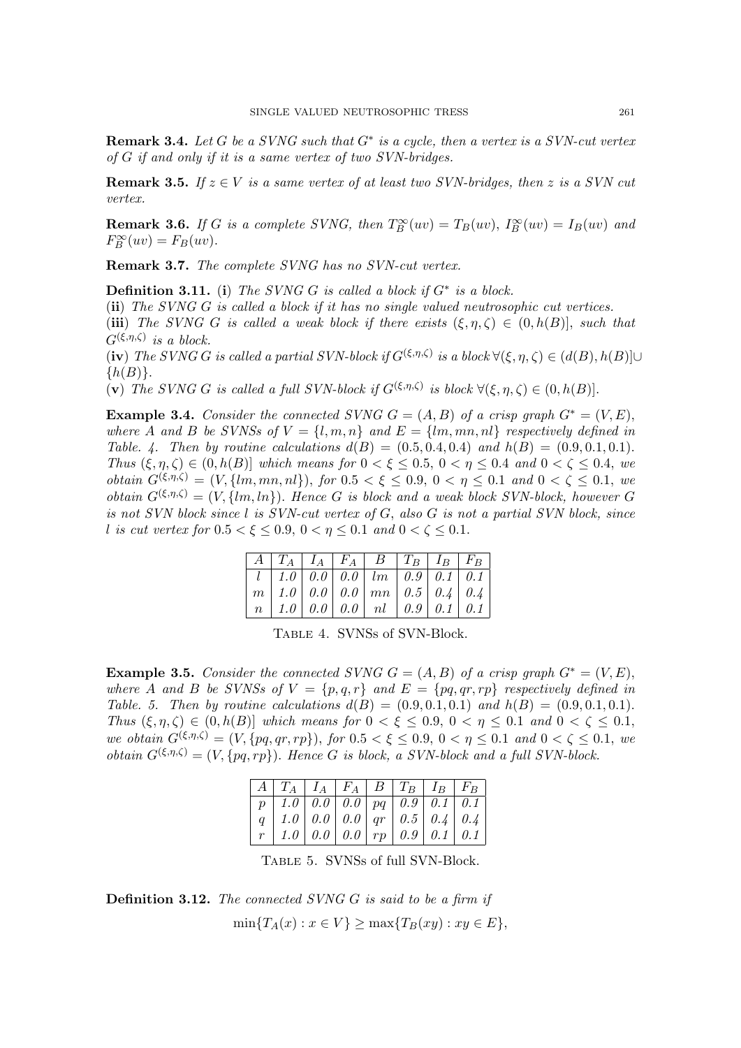**Remark 3.4.** *Let $G$ be a SVNG such that $G^*$ is a cycle, then a vertex is a SVN-cut vertex of $G$ if and only if it is a same vertex of two SVN-bridges.*

**Remark 3.5.** *If $z \in V$ is a same vertex of at least two SVN-bridges, then $z$ is a SVN cut vertex.*

**Remark 3.6.** *If $G$ is a complete SVNG, then $T_B^{\infty}(uv) = T_B(uv)$, $I_B^{\infty}(uv) = I_B(uv)$ and $F_B^{\infty}(uv) = F_B(uv)$.*

**Remark 3.7.** *The complete SVNG has no SVN-cut vertex.*

**Definition 3.11.** (**i**) *The SVNG $G$ is called a block if $G^*$ is a block.*
(**ii**) *The SVNG $G$ is called a block if it has no single valued neutrosophic cut vertices.*
(**iii**) *The SVNG $G$ is called a weak block if there exists $(\xi, \eta, \zeta) \in (0, h(B)]$, such that $G^{(\xi,\eta,\zeta)}$ is a block.*
(**iv**) *The SVNG $G$ is called a partial SVN-block if $G^{(\xi,\eta,\zeta)}$ is a block $\forall (\xi, \eta, \zeta) \in (d(B), h(B)] \cup \{h(B)\}$.*
(**v**) *The SVNG $G$ is called a full SVN-block if $G^{(\xi,\eta,\zeta)}$ is block $\forall (\xi, \eta, \zeta) \in (0, h(B)]$.*

**Example 3.4.** *Consider the connected SVNG $G = (A, B)$ of a crisp graph $G^* = (V, E)$, where $A$ and $B$ be SVNSs of $V = \{l, m, n\}$ and $E = \{lm, mn, nl\}$ respectively defined in Table. 4. Then by routine calculations $d(B) = (0.5, 0.4, 0.4)$ and $h(B) = (0.9, 0.1, 0.1)$. Thus $(\xi, \eta, \zeta) \in (0, h(B)]$ which means for $0 < \xi \leq 0.5$, $0 < \eta \leq 0.4$ and $0 < \zeta \leq 0.4$, we obtain $G^{(\xi,\eta,\zeta)} = (V, \{lm, mn, nl\})$, for $0.5 < \xi \leq 0.9$, $0 < \eta \leq 0.1$ and $0 < \zeta \leq 0.1$, we obtain $G^{(\xi,\eta,\zeta)} = (V, \{lm, ln\})$. Hence $G$ is block and a weak block SVN-block, however $G$ is not SVN block since $l$ is SVN-cut vertex of $G$, also $G$ is not a partial SVN block, since $l$ is cut vertex for $0.5 < \xi \leq 0.9$, $0 < \eta \leq 0.1$ and $0 < \zeta \leq 0.1$.*

| $A$ | $T_A$ | $I_A$ | $F_A$ | $B$ | $T_B$ | $I_B$ | $F_B$ |
|---|---|---|---|---|---|---|---|
| $l$ | 1.0 | 0.0 | 0.0 | $lm$ | 0.9 | 0.1 | 0.1 |
| $m$ | 1.0 | 0.0 | 0.0 | $mn$ | 0.5 | 0.4 | 0.4 |
| $n$ | 1.0 | 0.0 | 0.0 | $nl$ | 0.9 | 0.1 | 0.1 |

Table 4. SVNSs of SVN-Block.

**Example 3.5.** *Consider the connected SVNG $G = (A, B)$ of a crisp graph $G^* = (V, E)$, where $A$ and $B$ be SVNSs of $V = \{p, q, r\}$ and $E = \{pq, qr, rp\}$ respectively defined in Table. 5. Then by routine calculations $d(B) = (0.9, 0.1, 0.1)$ and $h(B) = (0.9, 0.1, 0.1)$. Thus $(\xi, \eta, \zeta) \in (0, h(B)]$ which means for $0 < \xi \leq 0.9$, $0 < \eta \leq 0.1$ and $0 < \zeta \leq 0.1$, we obtain $G^{(\xi,\eta,\zeta)} = (V, \{pq, qr, rp\})$, for $0.5 < \xi \leq 0.9$, $0 < \eta \leq 0.1$ and $0 < \zeta \leq 0.1$, we obtain $G^{(\xi,\eta,\zeta)} = (V, \{pq, rp\})$. Hence $G$ is block, a SVN-block and a full SVN-block.*

| $A$ | $T_A$ | $I_A$ | $F_A$ | $B$ | $T_B$ | $I_B$ | $F_B$ |
|---|---|---|---|---|---|---|---|
| $p$ | 1.0 | 0.0 | 0.0 | $pq$ | 0.9 | 0.1 | 0.1 |
| $q$ | 1.0 | 0.0 | 0.0 | $qr$ | 0.5 | 0.4 | 0.4 |
| $r$ | 1.0 | 0.0 | 0.0 | $rp$ | 0.9 | 0.1 | 0.1 |

Table 5. SVNSs of full SVN-Block.

**Definition 3.12.** *The connected SVNG $G$ is said to be a firm if*

$$\min\{T_A(x) : x \in V\} \geq \max\{T_B(xy) : xy \in E\},$$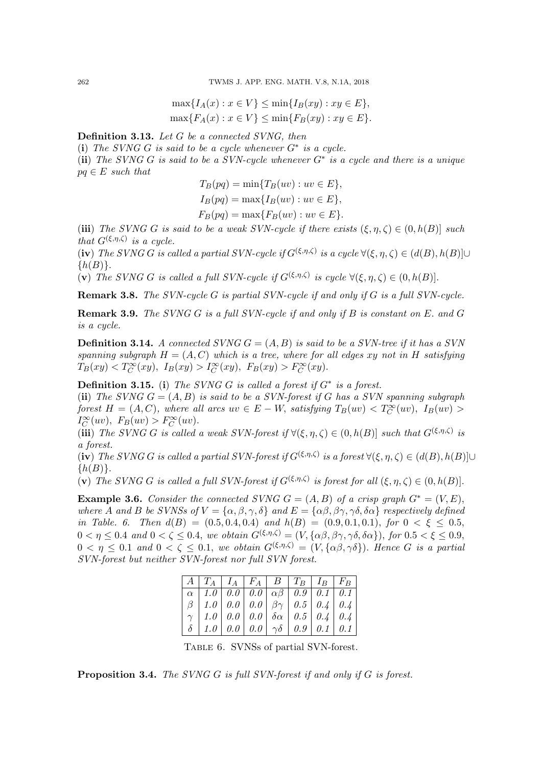$$\max\{I_A(x) : x \in V\} \leq \min\{I_B(xy) : xy \in E\},$$
$$\max\{F_A(x) : x \in V\} \leq \min\{F_B(xy) : xy \in E\}.$$

**Definition 3.13.** *Let $G$ be a connected SVNG, then*

(**i**) *The SVNG $G$ is said to be a cycle whenever $G^*$ is a cycle.*

(**ii**) *The SVNG $G$ is said to be a SVN-cycle whenever $G^*$ is a cycle and there is a unique $pq \in E$ such that*

$$T_B(pq) = \min\{T_B(uv) : uv \in E\},$$
$$I_B(pq) = \max\{I_B(uv) : uv \in E\},$$
$$F_B(pq) = \max\{F_B(uv) : uv \in E\}.$$

(**iii**) *The SVNG $G$ is said to be a weak SVN-cycle if there exists $(\xi, \eta, \zeta) \in (0, h(B)]$ such that $G^{(\xi,\eta,\zeta)}$ is a cycle.*

(**iv**) *The SVNG $G$ is called a partial SVN-cycle if $G^{(\xi,\eta,\zeta)}$ is a cycle $\forall(\xi, \eta, \zeta) \in (d(B), h(B)] \cup \{h(B)\}$.*

(**v**) *The SVNG $G$ is called a full SVN-cycle if $G^{(\xi,\eta,\zeta)}$ is cycle $\forall(\xi, \eta, \zeta) \in (0, h(B)]$.*

**Remark 3.8.** *The SVN-cycle $G$ is partial SVN-cycle if and only if $G$ is a full SVN-cycle.*

**Remark 3.9.** *The SVNG $G$ is a full SVN-cycle if and only if $B$ is constant on $E$. and $G$ is a cycle.*

**Definition 3.14.** *A connected SVNG $G = (A, B)$ is said to be a SVN-tree if it has a SVN spanning subgraph $H = (A, C)$ which is a tree, where for all edges $xy$ not in $H$ satisfying $T_B(xy) < T_C^{\infty}(xy)$, $I_B(xy) > I_C^{\infty}(xy)$, $F_B(xy) > F_C^{\infty}(xy)$.*

**Definition 3.15.** (**i**) *The SVNG $G$ is called a forest if $G^*$ is a forest.*

(**ii**) *The SVNG $G = (A, B)$ is said to be a SVN-forest if $G$ has a SVN spanning subgraph forest $H = (A, C)$, where all arcs $uv \in E - W$, satisfying $T_B(uv) < T_C^{\infty}(uv)$, $I_B(uv) > I_C^{\infty}(uv)$, $F_B(uv) > F_C^{\infty}(uv)$.*

(**iii**) *The SVNG $G$ is called a weak SVN-forest if $\forall(\xi, \eta, \zeta) \in (0, h(B)]$ such that $G^{(\xi,\eta,\zeta)}$ is a forest.*

(**iv**) *The SVNG $G$ is called a partial SVN-forest if $G^{(\xi,\eta,\zeta)}$ is a forest $\forall(\xi, \eta, \zeta) \in (d(B), h(B)] \cup \{h(B)\}$.*

(**v**) *The SVNG $G$ is called a full SVN-forest if $G^{(\xi,\eta,\zeta)}$ is forest for all $(\xi, \eta, \zeta) \in (0, h(B)]$.*

**Example 3.6.** *Consider the connected SVNG $G = (A, B)$ of a crisp graph $G^* = (V, E)$, where $A$ and $B$ be SVNSs of $V = \{\alpha, \beta, \gamma, \delta\}$ and $E = \{\alpha\beta, \beta\gamma, \gamma\delta, \delta\alpha\}$ respectively defined in Table. 6. Then $d(B) = (0.5, 0.4, 0.4)$ and $h(B) = (0.9, 0.1, 0.1)$, for $0 < \xi \leq 0.5$, $0 < \eta \leq 0.4$ and $0 < \zeta \leq 0.4$, we obtain $G^{(\xi,\eta,\zeta)} = (V, \{\alpha\beta, \beta\gamma, \gamma\delta, \delta\alpha\})$, for $0.5 < \xi \leq 0.9$, $0 < \eta \leq 0.1$ and $0 < \zeta \leq 0.1$, we obtain $G^{(\xi,\eta,\zeta)} = (V, \{\alpha\beta, \gamma\delta\})$. Hence $G$ is a partial SVN-forest but neither SVN-forest nor full SVN forest.*

| $A$ | $T_A$ | $I_A$ | $F_A$ | $B$ | $T_B$ | $I_B$ | $F_B$ |
|---|---|---|---|---|---|---|---|
| $\alpha$ | 1.0 | 0.0 | 0.0 | $\alpha\beta$ | 0.9 | 0.1 | 0.1 |
| $\beta$ | 1.0 | 0.0 | 0.0 | $\beta\gamma$ | 0.5 | 0.4 | 0.4 |
| $\gamma$ | 1.0 | 0.0 | 0.0 | $\delta\alpha$ | 0.5 | 0.4 | 0.4 |
| $\delta$ | 1.0 | 0.0 | 0.0 | $\gamma\delta$ | 0.9 | 0.1 | 0.1 |

Table 6. SVNSs of partial SVN-forest.

**Proposition 3.4.** *The SVNG $G$ is full SVN-forest if and only if $G$ is forest.*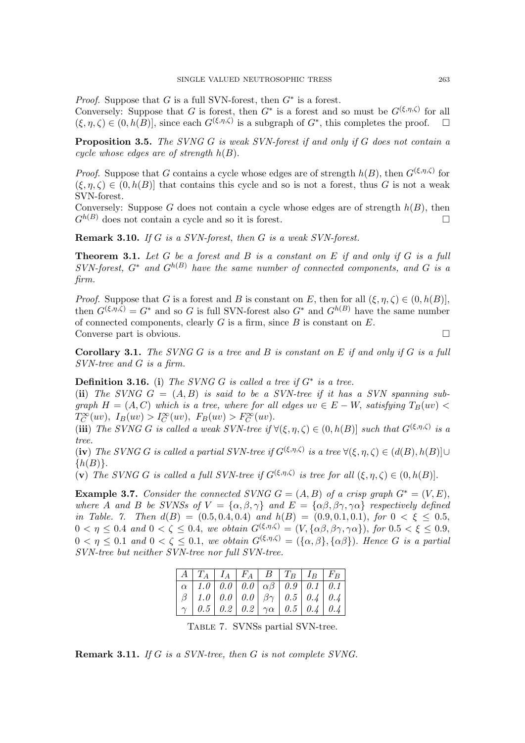*Proof.* Suppose that $G$ is a full SVN-forest, then $G^*$ is a forest.
Conversely: Suppose that $G$ is forest, then $G^*$ is a forest and so must be $G^{(\xi,\eta,\zeta)}$ for all $(\xi,\eta,\zeta) \in (0, h(B)]$, since each $G^{(\xi,\eta,\zeta)}$ is a subgraph of $G^*$, this completes the proof. $\square$

**Proposition 3.5.** *The SVNG $G$ is weak SVN-forest if and only if $G$ does not contain a cycle whose edges are of strength $h(B)$.*

*Proof.* Suppose that $G$ contains a cycle whose edges are of strength $h(B)$, then $G^{(\xi,\eta,\zeta)}$ for $(\xi,\eta,\zeta) \in (0, h(B)]$ that contains this cycle and so is not a forest, thus $G$ is not a weak SVN-forest.
Conversely: Suppose $G$ does not contain a cycle whose edges are of strength $h(B)$, then $G^{h(B)}$ does not contain a cycle and so it is forest. $\square$

**Remark 3.10.** *If $G$ is a SVN-forest, then $G$ is a weak SVN-forest.*

**Theorem 3.1.** *Let $G$ be a forest and $B$ is a constant on $E$ if and only if $G$ is a full SVN-forest, $G^*$ and $G^{h(B)}$ have the same number of connected components, and $G$ is a firm.*

*Proof.* Suppose that $G$ is a forest and $B$ is constant on $E$, then for all $(\xi,\eta,\zeta) \in (0, h(B)]$, then $G^{(\xi,\eta,\zeta)} = G^*$ and so $G$ is full SVN-forest also $G^*$ and $G^{h(B)}$ have the same number of connected components, clearly $G$ is a firm, since $B$ is constant on $E$.
Converse part is obvious. $\square$

**Corollary 3.1.** *The SVNG $G$ is a tree and $B$ is constant on $E$ if and only if $G$ is a full SVN-tree and $G$ is a firm.*

**Definition 3.16.** (**i**) *The SVNG $G$ is called a tree if $G^*$ is a tree.*
(**ii**) *The SVNG $G = (A, B)$ is said to be a SVN-tree if it has a SVN spanning subgraph $H = (A, C)$ which is a tree, where for all edges $uv \in E - W$, satisfying $T_B(uv) < T_C^\infty(uv)$, $I_B(uv) > I_C^\infty(uv)$, $F_B(uv) > F_C^\infty(uv)$.*
(**iii**) *The SVNG $G$ is called a weak SVN-tree if $\forall(\xi,\eta,\zeta) \in (0, h(B)]$ such that $G^{(\xi,\eta,\zeta)}$ is a tree.*
(**iv**) *The SVNG $G$ is called a partial SVN-tree if $G^{(\xi,\eta,\zeta)}$ is a tree $\forall(\xi,\eta,\zeta) \in (d(B), h(B)] \cup \{h(B)\}$.*
(**v**) *The SVNG $G$ is called a full SVN-tree if $G^{(\xi,\eta,\zeta)}$ is tree for all $(\xi,\eta,\zeta) \in (0, h(B)]$.*

**Example 3.7.** *Consider the connected SVNG $G = (A, B)$ of a crisp graph $G^* = (V, E)$, where $A$ and $B$ be SVNSs of $V = \{\alpha, \beta, \gamma\}$ and $E = \{\alpha\beta, \beta\gamma, \gamma\alpha\}$ respectively defined in Table. 7. Then $d(B) = (0.5, 0.4, 0.4)$ and $h(B) = (0.9, 0.1, 0.1)$, for $0 < \xi \leq 0.5$, $0 < \eta \leq 0.4$ and $0 < \zeta \leq 0.4$, we obtain $G^{(\xi,\eta,\zeta)} = (V, \{\alpha\beta, \beta\gamma, \gamma\alpha\})$, for $0.5 < \xi \leq 0.9$, $0 < \eta \leq 0.1$ and $0 < \zeta \leq 0.1$, we obtain $G^{(\xi,\eta,\zeta)} = (\{\alpha, \beta\}, \{\alpha\beta\})$. Hence $G$ is a partial SVN-tree but neither SVN-tree nor full SVN-tree.*

| $A$ | $T_A$ | $I_A$ | $F_A$ | $B$ | $T_B$ | $I_B$ | $F_B$ |
|---|---|---|---|---|---|---|---|
| $\alpha$ | 1.0 | 0.0 | 0.0 | $\alpha\beta$ | 0.9 | 0.1 | 0.1 |
| $\beta$ | 1.0 | 0.0 | 0.0 | $\beta\gamma$ | 0.5 | 0.4 | 0.4 |
| $\gamma$ | 0.5 | 0.2 | 0.2 | $\gamma\alpha$ | 0.5 | 0.4 | 0.4 |

Table 7. SVNSs partial SVN-tree.

**Remark 3.11.** *If $G$ is a SVN-tree, then $G$ is not complete SVNG.*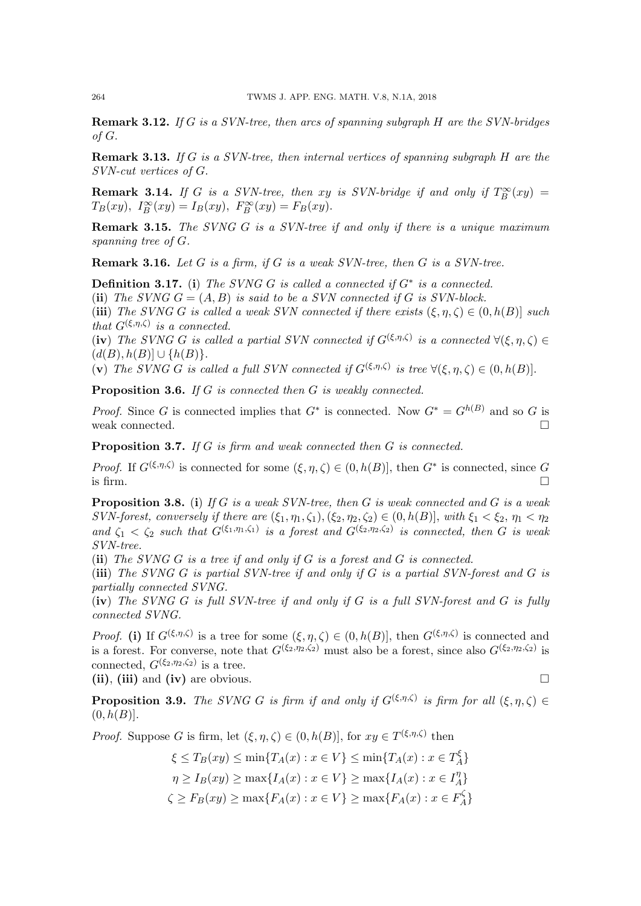**Remark 3.12.** *If $G$ is a SVN-tree, then arcs of spanning subgraph $H$ are the SVN-bridges of $G$.*

**Remark 3.13.** *If $G$ is a SVN-tree, then internal vertices of spanning subgraph $H$ are the SVN-cut vertices of $G$.*

**Remark 3.14.** *If $G$ is a SVN-tree, then $xy$ is SVN-bridge if and only if $T_B^\infty(xy) = T_B(xy),\ I_B^\infty(xy) = I_B(xy),\ F_B^\infty(xy) = F_B(xy)$.*

**Remark 3.15.** *The SVNG $G$ is a SVN-tree if and only if there is a unique maximum spanning tree of $G$.*

**Remark 3.16.** *Let $G$ is a firm, if $G$ is a weak SVN-tree, then $G$ is a SVN-tree.*

**Definition 3.17.** (**i**) *The SVNG $G$ is called a connected if $G^*$ is a connected.*
(**ii**) *The SVNG $G = (A, B)$ is said to be a SVN connected if $G$ is SVN-block.*
(**iii**) *The SVNG $G$ is called a weak SVN connected if there exists $(\xi, \eta, \zeta) \in (0, h(B)]$ such that $G^{(\xi,\eta,\zeta)}$ is a connected.*
(**iv**) *The SVNG $G$ is called a partial SVN connected if $G^{(\xi,\eta,\zeta)}$ is a connected $\forall(\xi, \eta, \zeta) \in (d(B), h(B)] \cup \{h(B)\}$.*
(**v**) *The SVNG $G$ is called a full SVN connected if $G^{(\xi,\eta,\zeta)}$ is tree $\forall(\xi, \eta, \zeta) \in (0, h(B)]$.*

**Proposition 3.6.** *If $G$ is connected then $G$ is weakly connected.*

*Proof.* Since $G$ is connected implies that $G^*$ is connected. Now $G^* = G^{h(B)}$ and so $G$ is weak connected. □

**Proposition 3.7.** *If $G$ is firm and weak connected then $G$ is connected.*

*Proof.* If $G^{(\xi,\eta,\zeta)}$ is connected for some $(\xi, \eta, \zeta) \in (0, h(B)]$, then $G^*$ is connected, since $G$ is firm. □

**Proposition 3.8.** (**i**) *If $G$ is a weak SVN-tree, then $G$ is weak connected and $G$ is a weak SVN-forest, conversely if there are $(\xi_1, \eta_1, \zeta_1), (\xi_2, \eta_2, \zeta_2) \in (0, h(B)]$, with $\xi_1 < \xi_2$, $\eta_1 < \eta_2$ and $\zeta_1 < \zeta_2$ such that $G^{(\xi_1,\eta_1,\zeta_1)}$ is a forest and $G^{(\xi_2,\eta_2,\zeta_2)}$ is connected, then $G$ is weak SVN-tree.*
(**ii**) *The SVNG $G$ is a tree if and only if $G$ is a forest and $G$ is connected.*
(**iii**) *The SVNG $G$ is partial SVN-tree if and only if $G$ is a partial SVN-forest and $G$ is partially connected SVNG.*
(**iv**) *The SVNG $G$ is full SVN-tree if and only if $G$ is a full SVN-forest and $G$ is fully connected SVNG.*

*Proof.* **(i)** If $G^{(\xi,\eta,\zeta)}$ is a tree for some $(\xi, \eta, \zeta) \in (0, h(B)]$, then $G^{(\xi,\eta,\zeta)}$ is connected and is a forest. For converse, note that $G^{(\xi_2,\eta_2,\zeta_2)}$ must also be a forest, since also $G^{(\xi_2,\eta_2,\zeta_2)}$ is connected, $G^{(\xi_2,\eta_2,\zeta_2)}$ is a tree.
**(ii)**, **(iii)** and **(iv)** are obvious. □

**Proposition 3.9.** *The SVNG $G$ is firm if and only if $G^{(\xi,\eta,\zeta)}$ is firm for all $(\xi, \eta, \zeta) \in (0, h(B)]$.*

*Proof.* Suppose $G$ is firm, let $(\xi, \eta, \zeta) \in (0, h(B)]$, for $xy \in T^{(\xi,\eta,\zeta)}$ then

$$\xi \leq T_B(xy) \leq \min\{T_A(x) : x \in V\} \leq \min\{T_A(x) : x \in T_A^\xi\}$$
$$\eta \geq I_B(xy) \geq \max\{I_A(x) : x \in V\} \geq \max\{I_A(x) : x \in I_A^\eta\}$$
$$\zeta \geq F_B(xy) \geq \max\{F_A(x) : x \in V\} \geq \max\{F_A(x) : x \in F_A^\zeta\}$$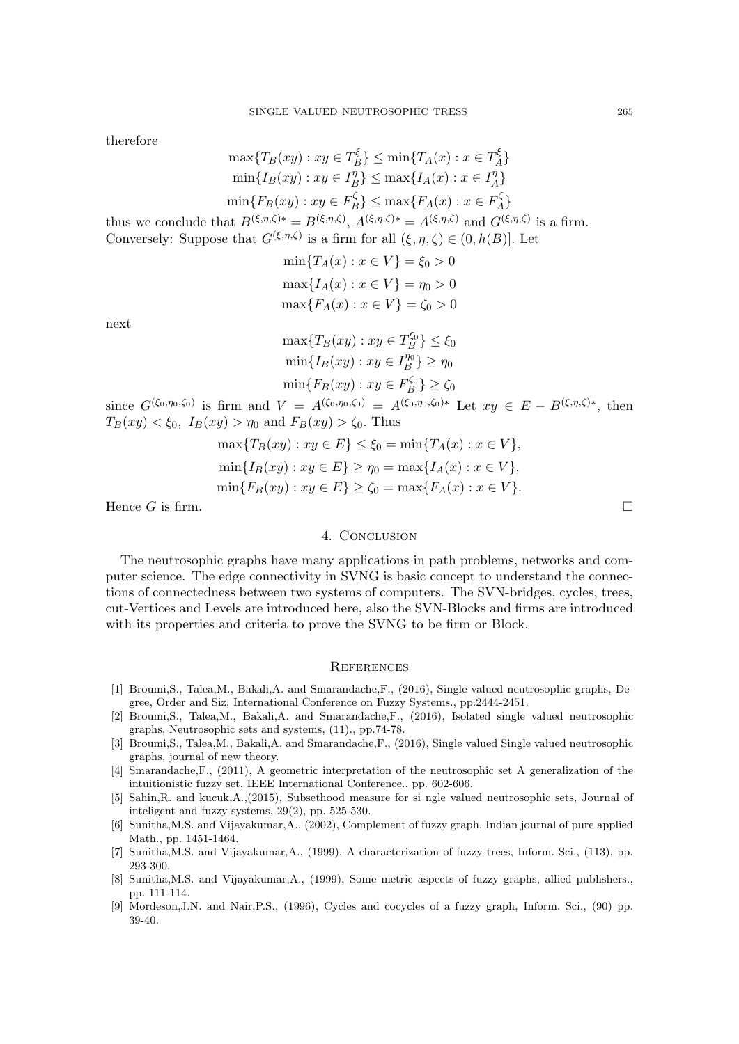therefore

$$\max\{T_B(xy) : xy \in T_B^{\xi}\} \leq \min\{T_A(x) : x \in T_A^{\xi}\}$$
$$\min\{I_B(xy) : xy \in I_B^{\eta}\} \leq \max\{I_A(x) : x \in I_A^{\eta}\}$$
$$\min\{F_B(xy) : xy \in F_B^{\zeta}\} \leq \max\{F_A(x) : x \in F_A^{\zeta}\}$$

thus we conclude that $B^{(\xi,\eta,\zeta)*} = B^{(\xi,\eta,\zeta)}$, $A^{(\xi,\eta,\zeta)*} = A^{(\xi,\eta,\zeta)}$ and $G^{(\xi,\eta,\zeta)}$ is a firm.
Conversely: Suppose that $G^{(\xi,\eta,\zeta)}$ is a firm for all $(\xi, \eta, \zeta) \in (0, h(B)]$. Let

$$\min\{T_A(x) : x \in V\} = \xi_0 > 0$$
$$\max\{I_A(x) : x \in V\} = \eta_0 > 0$$
$$\max\{F_A(x) : x \in V\} = \zeta_0 > 0$$

next

$$\max\{T_B(xy) : xy \in T_B^{\xi_0}\} \leq \xi_0$$
$$\min\{I_B(xy) : xy \in I_B^{\eta_0}\} \geq \eta_0$$
$$\min\{F_B(xy) : xy \in F_B^{\zeta_0}\} \geq \zeta_0$$

since $G^{(\xi_0,\eta_0,\zeta_0)}$ is firm and $V = A^{(\xi_0,\eta_0,\zeta_0)} = A^{(\xi_0,\eta_0,\zeta_0)*}$ Let $xy \in E - B^{(\xi,\eta,\zeta)*}$, then $T_B(xy) < \xi_0,\ I_B(xy) > \eta_0$ and $F_B(xy) > \zeta_0$. Thus

$$\max\{T_B(xy) : xy \in E\} \leq \xi_0 = \min\{T_A(x) : x \in V\},$$
$$\min\{I_B(xy) : xy \in E\} \geq \eta_0 = \max\{I_A(x) : x \in V\},$$
$$\min\{F_B(xy) : xy \in E\} \geq \zeta_0 = \max\{F_A(x) : x \in V\}.$$

Hence $G$ is firm. □

## 4. Conclusion

The neutrosophic graphs have many applications in path problems, networks and computer science. The edge connectivity in SVNG is basic concept to understand the connections of connectedness between two systems of computers. The SVN-bridges, cycles, trees, cut-Vertices and Levels are introduced here, also the SVN-Blocks and firms are introduced with its properties and criteria to prove the SVNG to be firm or Block.

## References

[1] Broumi,S., Talea,M., Bakali,A. and Smarandache,F., (2016), Single valued neutrosophic graphs, Degree, Order and Siz, International Conference on Fuzzy Systems., pp.2444-2451.

[2] Broumi,S., Talea,M., Bakali,A. and Smarandache,F., (2016), Isolated single valued neutrosophic graphs, Neutrosophic sets and systems, (11)., pp.74-78.

[3] Broumi,S., Talea,M., Bakali,A. and Smarandache,F., (2016), Single valued Single valued neutrosophic graphs, journal of new theory.

[4] Smarandache,F., (2011), A geometric interpretation of the neutrosophic set A generalization of the intuitionistic fuzzy set, IEEE International Conference., pp. 602-606.

[5] Sahin,R. and kucuk,A.,(2015), Subsethood measure for si ngle valued neutrosophic sets, Journal of inteligent and fuzzy systems, 29(2), pp. 525-530.

[6] Sunitha,M.S. and Vijayakumar,A., (2002), Complement of fuzzy graph, Indian journal of pure applied Math., pp. 1451-1464.

[7] Sunitha,M.S. and Vijayakumar,A., (1999), A characterization of fuzzy trees, Inform. Sci., (113), pp. 293-300.

[8] Sunitha,M.S. and Vijayakumar,A., (1999), Some metric aspects of fuzzy graphs, allied publishers., pp. 111-114.

[9] Mordeson,J.N. and Nair,P.S., (1996), Cycles and cocycles of a fuzzy graph, Inform. Sci., (90) pp. 39-40.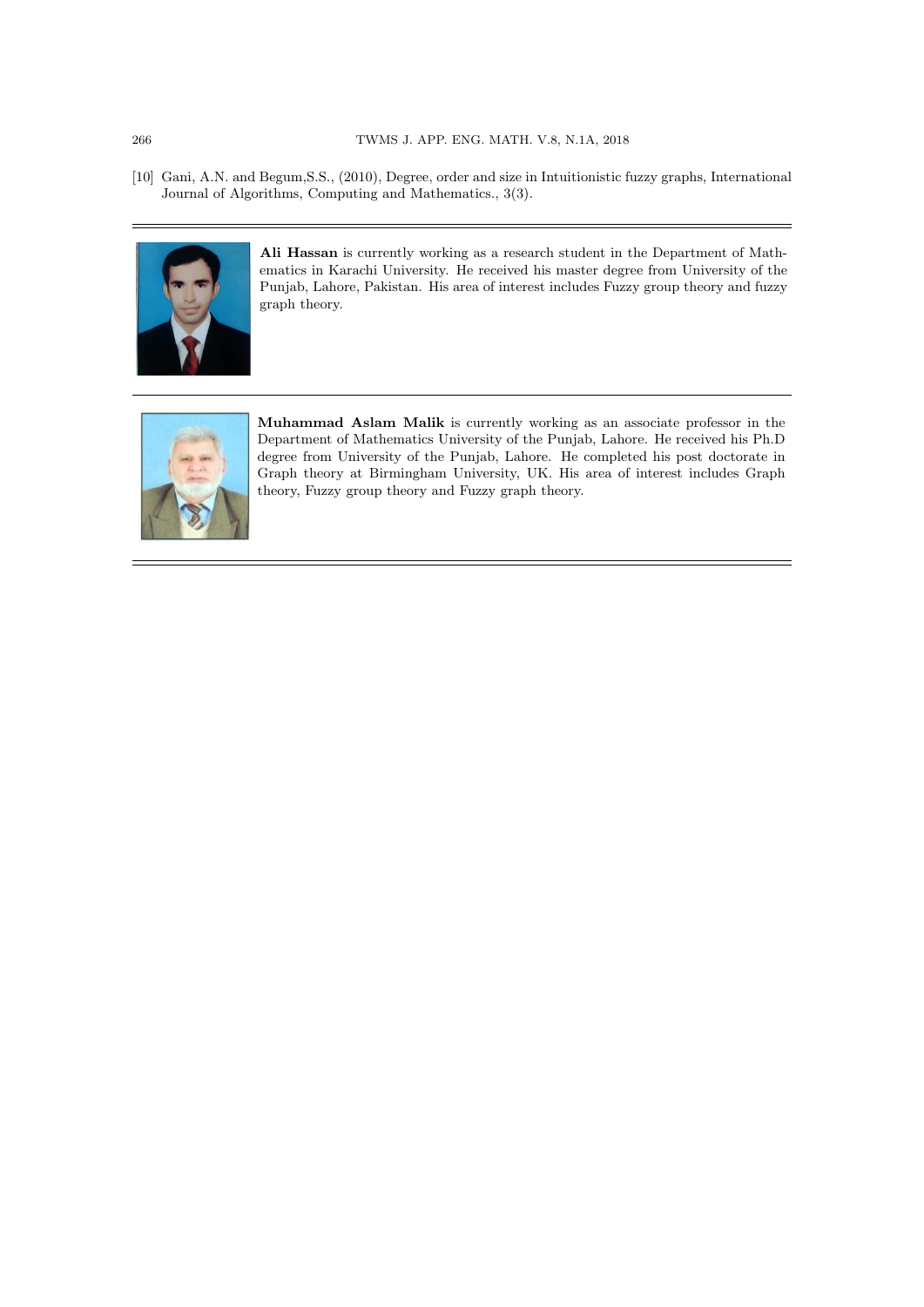[10] Gani, A.N. and Begum,S.S., (2010), Degree, order and size in Intuitionistic fuzzy graphs, International Journal of Algorithms, Computing and Mathematics., 3(3).

---

**Ali Hassan** is currently working as a research student in the Department of Mathematics in Karachi University. He received his master degree from University of the Punjab, Lahore, Pakistan. His area of interest includes Fuzzy group theory and fuzzy graph theory.

---

**Muhammad Aslam Malik** is currently working as an associate professor in the Department of Mathematics University of the Punjab, Lahore. He received his Ph.D degree from University of the Punjab, Lahore. He completed his post doctorate in Graph theory at Birmingham University, UK. His area of interest includes Graph theory, Fuzzy group theory and Fuzzy graph theory.